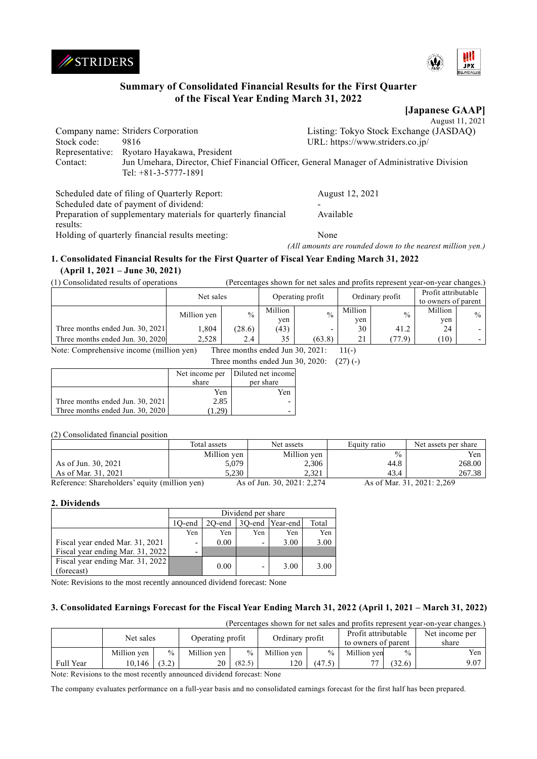STRIDERS

# Summary of Consolidated Financial Results for the First Quarter of the Fiscal Year Ending March 31, 2022

**[Japanese GAAP]**

August 11, 2021

Company name: Striders Corporation | Listing: Tokyo Stock Exchange (JASDAQ)
Stock code: 9816 | URL: https://www.striders.co.jp/
Representative: Ryotaro Hayakawa, President
Contact: Jun Umehara, Director, Chief Financial Officer, General Manager of Administrative Division
Tel: +81-3-5777-1891

Scheduled date of filing of Quarterly Report: August 12, 2021
Scheduled date of payment of dividend: -
Preparation of supplementary materials for quarterly financial results: Available
Holding of quarterly financial results meeting: None

*(All amounts are rounded down to the nearest million yen.)*

## 1. Consolidated Financial Results for the First Quarter of Fiscal Year Ending March 31, 2022 (April 1, 2021 – June 30, 2021)

(1) Consolidated results of operations (Percentages shown for net sales and profits represent year-on-year changes.)

| | Net sales | | Operating profit | | Ordinary profit | | Profit attributable to owners of parent | |
|---|---|---|---|---|---|---|---|---|
| | Million yen | % | Million yen | % | Million yen | % | Million yen | % |
| Three months ended Jun. 30, 2021 | 1,804 | (28.6) | (43) | - | 30 | 41.2 | 24 | - |
| Three months ended Jun. 30, 2020 | 2,528 | 2.4 | 35 | (63.8) | 21 | (77.9) | (10) | - |

Note: Comprehensive income (million yen) Three months ended Jun 30, 2021: 11(-)
Three months ended Jun 30, 2020: (27) (-)

| | Net income per share | Diluted net income per share |
|---|---|---|
| | Yen | Yen |
| Three months ended Jun. 30, 2021 | 2.85 | - |
| Three months ended Jun. 30, 2020 | (1.29) | - |

(2) Consolidated financial position

| | Total assets | Net assets | Equity ratio | Net assets per share |
|---|---|---|---|---|
| | Million yen | Million yen | % | Yen |
| As of Jun. 30, 2021 | 5,079 | 2,306 | 44.8 | 268.00 |
| As of Mar. 31, 2021 | 5,230 | 2,321 | 43.4 | 267.38 |

Reference: Shareholders' equity (million yen) As of Jun. 30, 2021: 2,274 As of Mar. 31, 2021: 2,269

## 2. Dividends

| | Dividend per share | | | | |
|---|---|---|---|---|---|
| | 1Q-end | 2Q-end | 3Q-end | Year-end | Total |
| | Yen | Yen | Yen | Yen | Yen |
| Fiscal year ended Mar. 31, 2021 | - | 0.00 | - | 3.00 | 3.00 |
| Fiscal year ending Mar. 31, 2022 | - | | | | |
| Fiscal year ending Mar. 31, 2022 (forecast) | | 0.00 | - | 3.00 | 3.00 |

Note: Revisions to the most recently announced dividend forecast: None

## 3. Consolidated Earnings Forecast for the Fiscal Year Ending March 31, 2022 (April 1, 2021 – March 31, 2022)

(Percentages shown for net sales and profits represent year-on-year changes.)

| | Net sales | | Operating profit | | Ordinary profit | | Profit attributable to owners of parent | | Net income per share |
|---|---|---|---|---|---|---|---|---|---|
| | Million yen | % | Million yen | % | Million yen | % | Million yen | % | Yen |
| Full Year | 10,146 | (3.2) | 20 | (82.5) | 120 | (47.5) | 77 | (32.6) | 9.07 |

Note: Revisions to the most recently announced dividend forecast: None

The company evaluates performance on a full-year basis and no consolidated earnings forecast for the first half has been prepared.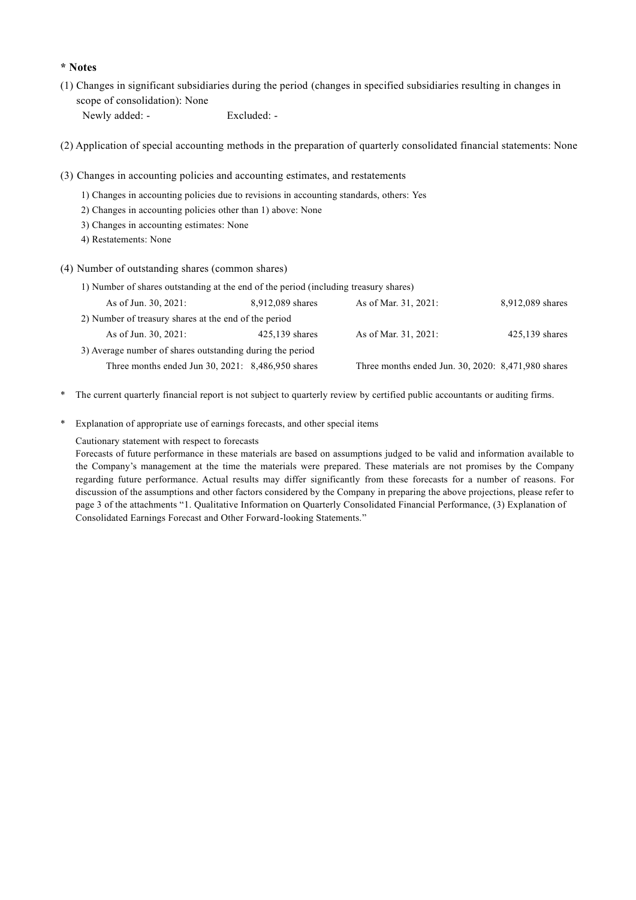**\* Notes**

(1) Changes in significant subsidiaries during the period (changes in specified subsidiaries resulting in changes in scope of consolidation): None

Newly added: - Excluded: -

(2) Application of special accounting methods in the preparation of quarterly consolidated financial statements: None

(3) Changes in accounting policies and accounting estimates, and restatements

1) Changes in accounting policies due to revisions in accounting standards, others: Yes
2) Changes in accounting policies other than 1) above: None
3) Changes in accounting estimates: None
4) Restatements: None

(4) Number of outstanding shares (common shares)

1) Number of shares outstanding at the end of the period (including treasury shares)

| | | | |
|---|---|---|---|
| As of Jun. 30, 2021: | 8,912,089 shares | As of Mar. 31, 2021: | 8,912,089 shares |

2) Number of treasury shares at the end of the period

| | | | |
|---|---|---|---|
| As of Jun. 30, 2021: | 425,139 shares | As of Mar. 31, 2021: | 425,139 shares |

3) Average number of shares outstanding during the period

| | | | |
|---|---|---|---|
| Three months ended Jun 30, 2021: | 8,486,950 shares | Three months ended Jun. 30, 2020: | 8,471,980 shares |

\* The current quarterly financial report is not subject to quarterly review by certified public accountants or auditing firms.

\* Explanation of appropriate use of earnings forecasts, and other special items

Cautionary statement with respect to forecasts

Forecasts of future performance in these materials are based on assumptions judged to be valid and information available to the Company's management at the time the materials were prepared. These materials are not promises by the Company regarding future performance. Actual results may differ significantly from these forecasts for a number of reasons. For discussion of the assumptions and other factors considered by the Company in preparing the above projections, please refer to page 3 of the attachments "1. Qualitative Information on Quarterly Consolidated Financial Performance, (3) Explanation of Consolidated Earnings Forecast and Other Forward-looking Statements."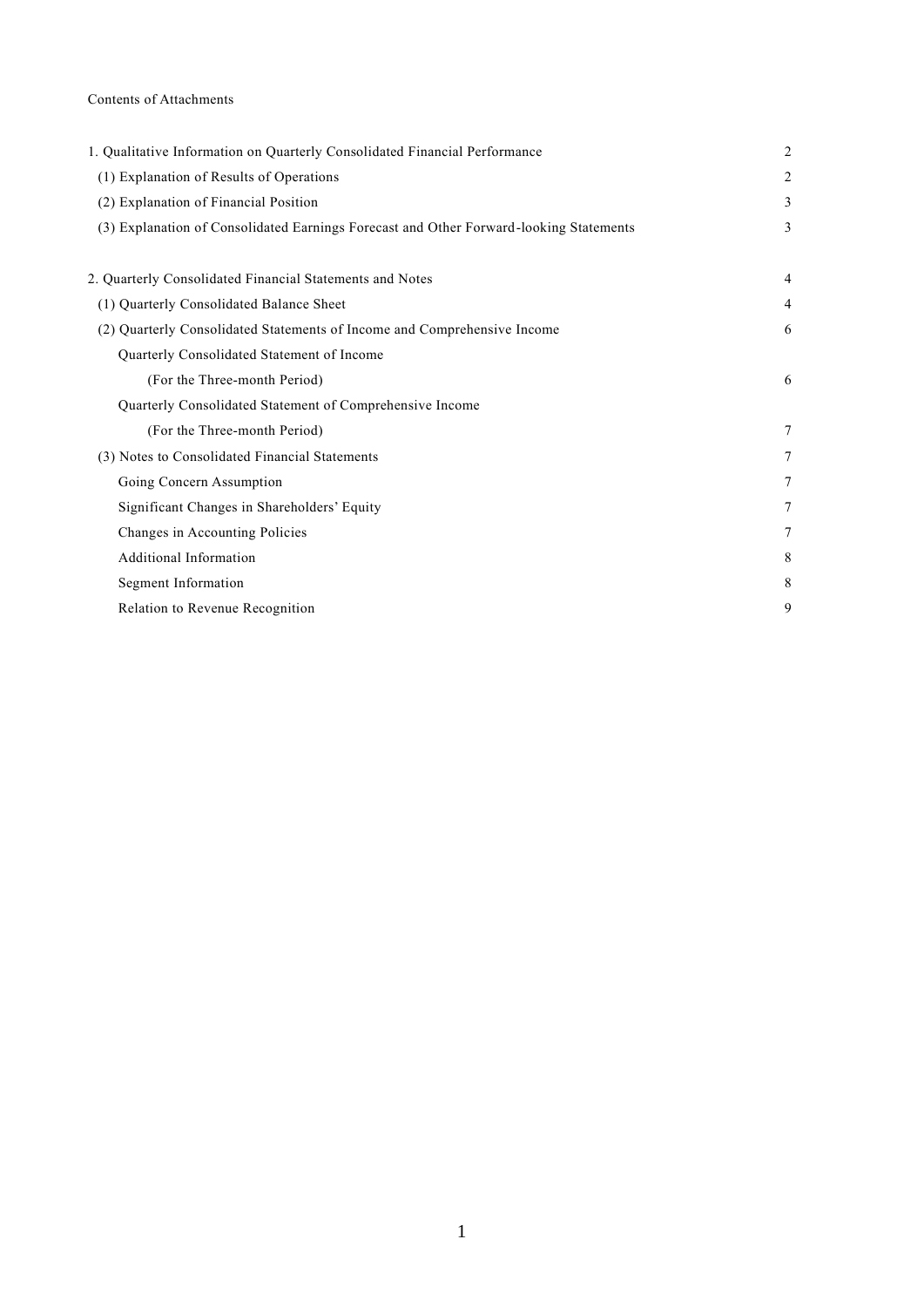Contents of Attachments

| | |
|---|---|
| 1. Qualitative Information on Quarterly Consolidated Financial Performance | 2 |
| (1) Explanation of Results of Operations | 2 |
| (2) Explanation of Financial Position | 3 |
| (3) Explanation of Consolidated Earnings Forecast and Other Forward-looking Statements | 3 |
| | |
| 2. Quarterly Consolidated Financial Statements and Notes | 4 |
| (1) Quarterly Consolidated Balance Sheet | 4 |
| (2) Quarterly Consolidated Statements of Income and Comprehensive Income | 6 |
| Quarterly Consolidated Statement of Income | |
| (For the Three-month Period) | 6 |
| Quarterly Consolidated Statement of Comprehensive Income | |
| (For the Three-month Period) | 7 |
| (3) Notes to Consolidated Financial Statements | 7 |
| Going Concern Assumption | 7 |
| Significant Changes in Shareholders' Equity | 7 |
| Changes in Accounting Policies | 7 |
| Additional Information | 8 |
| Segment Information | 8 |
| Relation to Revenue Recognition | 9 |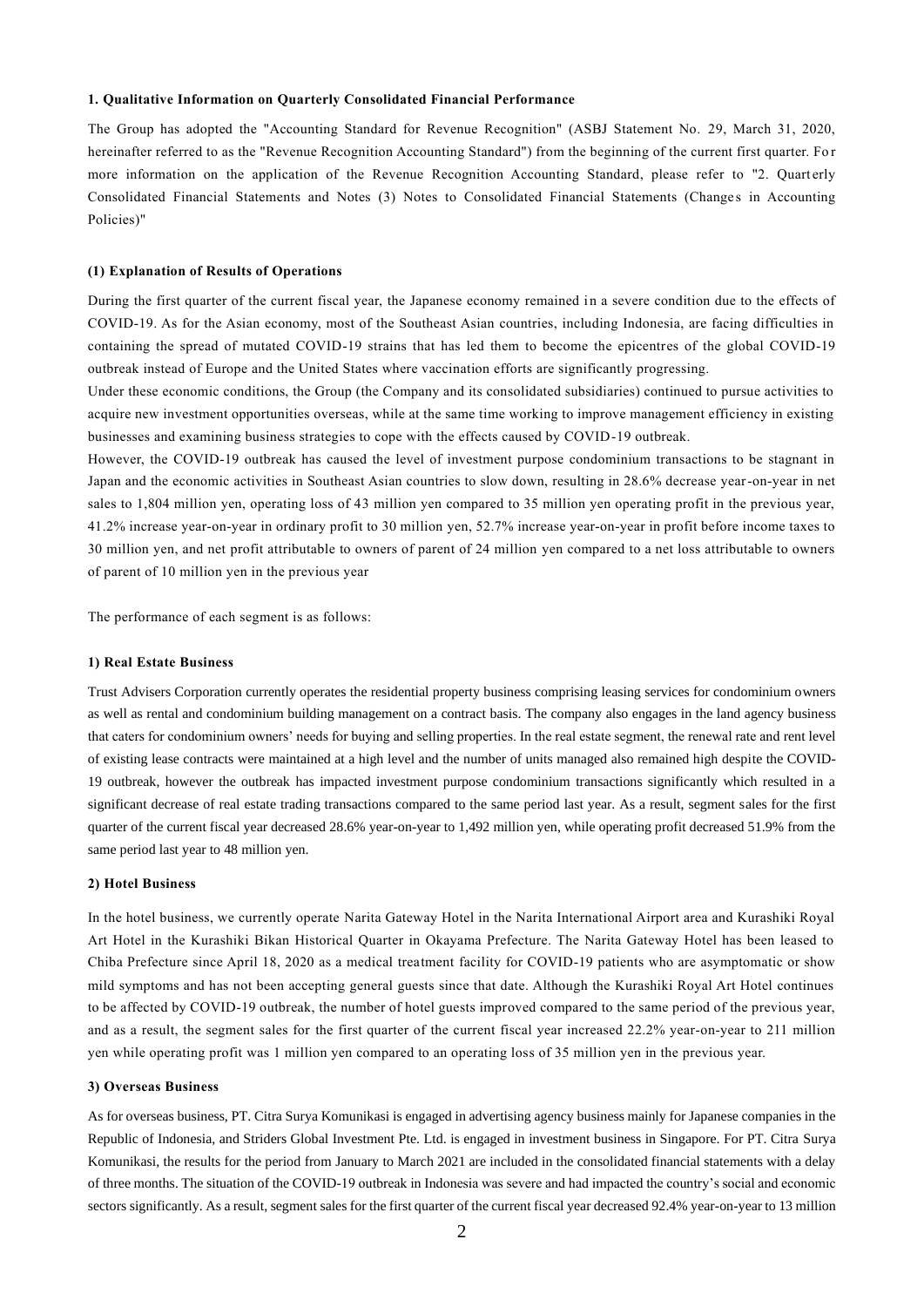### 1. Qualitative Information on Quarterly Consolidated Financial Performance

The Group has adopted the "Accounting Standard for Revenue Recognition" (ASBJ Statement No. 29, March 31, 2020, hereinafter referred to as the "Revenue Recognition Accounting Standard") from the beginning of the current first quarter. For more information on the application of the Revenue Recognition Accounting Standard, please refer to "2. Quarterly Consolidated Financial Statements and Notes (3) Notes to Consolidated Financial Statements (Changes in Accounting Policies)"

#### (1) Explanation of Results of Operations

During the first quarter of the current fiscal year, the Japanese economy remained in a severe condition due to the effects of COVID-19. As for the Asian economy, most of the Southeast Asian countries, including Indonesia, are facing difficulties in containing the spread of mutated COVID-19 strains that has led them to become the epicentres of the global COVID-19 outbreak instead of Europe and the United States where vaccination efforts are significantly progressing.

Under these economic conditions, the Group (the Company and its consolidated subsidiaries) continued to pursue activities to acquire new investment opportunities overseas, while at the same time working to improve management efficiency in existing businesses and examining business strategies to cope with the effects caused by COVID-19 outbreak.

However, the COVID-19 outbreak has caused the level of investment purpose condominium transactions to be stagnant in Japan and the economic activities in Southeast Asian countries to slow down, resulting in 28.6% decrease year-on-year in net sales to 1,804 million yen, operating loss of 43 million yen compared to 35 million yen operating profit in the previous year, 41.2% increase year-on-year in ordinary profit to 30 million yen, 52.7% increase year-on-year in profit before income taxes to 30 million yen, and net profit attributable to owners of parent of 24 million yen compared to a net loss attributable to owners of parent of 10 million yen in the previous year

The performance of each segment is as follows:

#### 1) Real Estate Business

Trust Advisers Corporation currently operates the residential property business comprising leasing services for condominium owners as well as rental and condominium building management on a contract basis. The company also engages in the land agency business that caters for condominium owners' needs for buying and selling properties. In the real estate segment, the renewal rate and rent level of existing lease contracts were maintained at a high level and the number of units managed also remained high despite the COVID-19 outbreak, however the outbreak has impacted investment purpose condominium transactions significantly which resulted in a significant decrease of real estate trading transactions compared to the same period last year. As a result, segment sales for the first quarter of the current fiscal year decreased 28.6% year-on-year to 1,492 million yen, while operating profit decreased 51.9% from the same period last year to 48 million yen.

#### 2) Hotel Business

In the hotel business, we currently operate Narita Gateway Hotel in the Narita International Airport area and Kurashiki Royal Art Hotel in the Kurashiki Bikan Historical Quarter in Okayama Prefecture. The Narita Gateway Hotel has been leased to Chiba Prefecture since April 18, 2020 as a medical treatment facility for COVID-19 patients who are asymptomatic or show mild symptoms and has not been accepting general guests since that date. Although the Kurashiki Royal Art Hotel continues to be affected by COVID-19 outbreak, the number of hotel guests improved compared to the same period of the previous year, and as a result, the segment sales for the first quarter of the current fiscal year increased 22.2% year-on-year to 211 million yen while operating profit was 1 million yen compared to an operating loss of 35 million yen in the previous year.

#### 3) Overseas Business

As for overseas business, PT. Citra Surya Komunikasi is engaged in advertising agency business mainly for Japanese companies in the Republic of Indonesia, and Striders Global Investment Pte. Ltd. is engaged in investment business in Singapore. For PT. Citra Surya Komunikasi, the results for the period from January to March 2021 are included in the consolidated financial statements with a delay of three months. The situation of the COVID-19 outbreak in Indonesia was severe and had impacted the country's social and economic sectors significantly. As a result, segment sales for the first quarter of the current fiscal year decreased 92.4% year-on-year to 13 million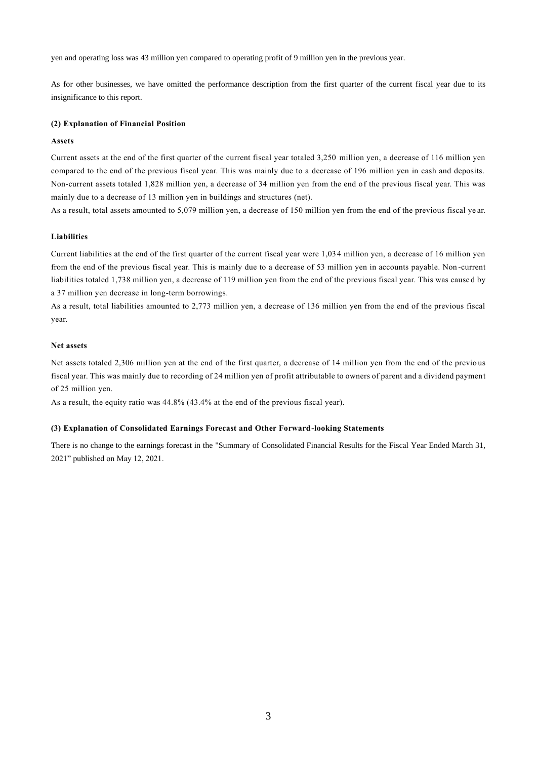yen and operating loss was 43 million yen compared to operating profit of 9 million yen in the previous year.

As for other businesses, we have omitted the performance description from the first quarter of the current fiscal year due to its insignificance to this report.

### (2) Explanation of Financial Position

#### Assets

Current assets at the end of the first quarter of the current fiscal year totaled 3,250 million yen, a decrease of 116 million yen compared to the end of the previous fiscal year. This was mainly due to a decrease of 196 million yen in cash and deposits. Non-current assets totaled 1,828 million yen, a decrease of 34 million yen from the end of the previous fiscal year. This was mainly due to a decrease of 13 million yen in buildings and structures (net).
As a result, total assets amounted to 5,079 million yen, a decrease of 150 million yen from the end of the previous fiscal year.

#### Liabilities

Current liabilities at the end of the first quarter of the current fiscal year were 1,034 million yen, a decrease of 16 million yen from the end of the previous fiscal year. This is mainly due to a decrease of 53 million yen in accounts payable. Non-current liabilities totaled 1,738 million yen, a decrease of 119 million yen from the end of the previous fiscal year. This was caused by a 37 million yen decrease in long-term borrowings.
As a result, total liabilities amounted to 2,773 million yen, a decrease of 136 million yen from the end of the previous fiscal year.

#### Net assets

Net assets totaled 2,306 million yen at the end of the first quarter, a decrease of 14 million yen from the end of the previous fiscal year. This was mainly due to recording of 24 million yen of profit attributable to owners of parent and a dividend payment of 25 million yen.
As a result, the equity ratio was 44.8% (43.4% at the end of the previous fiscal year).

### (3) Explanation of Consolidated Earnings Forecast and Other Forward-looking Statements

There is no change to the earnings forecast in the "Summary of Consolidated Financial Results for the Fiscal Year Ended March 31, 2021" published on May 12, 2021.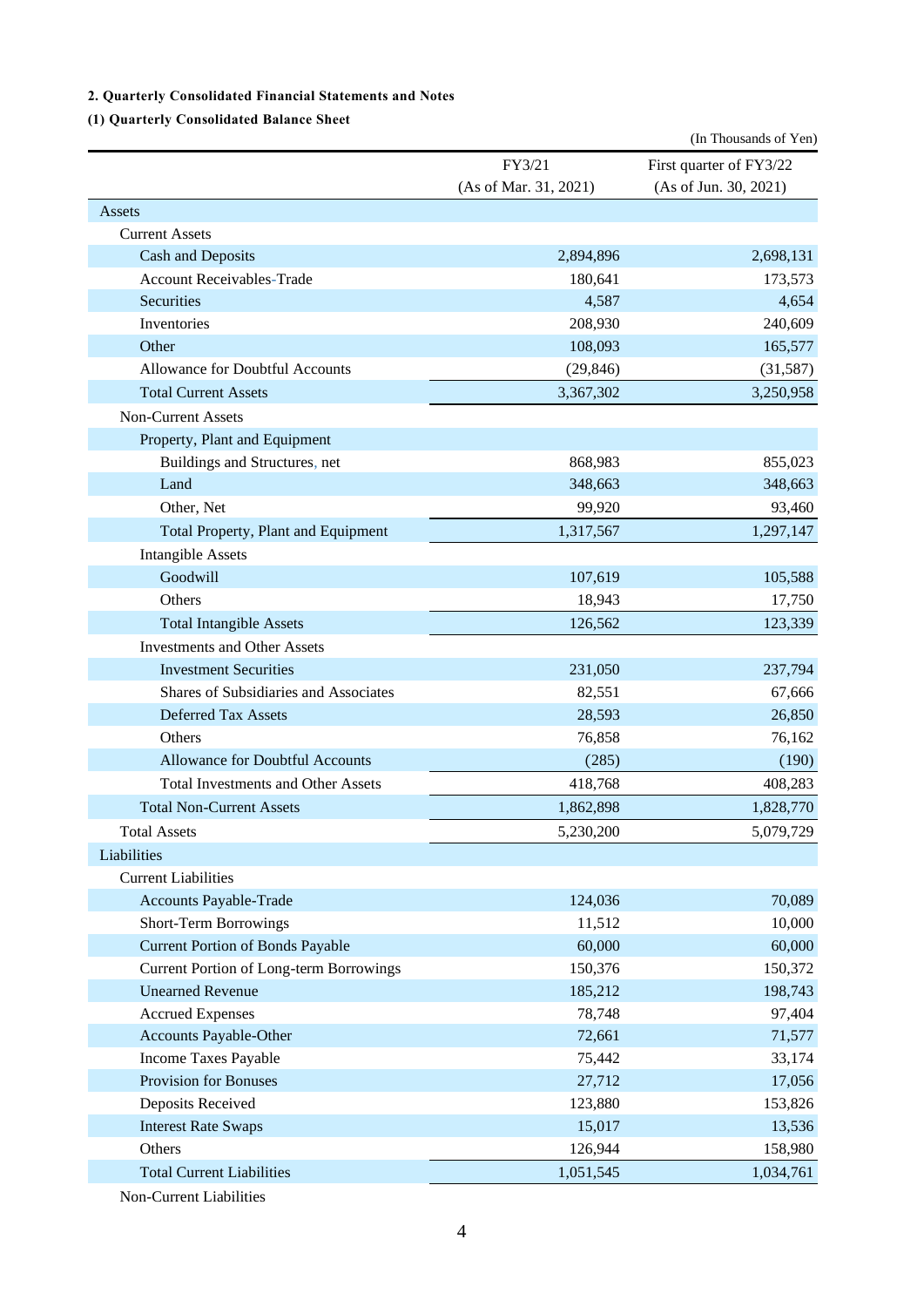## 2. Quarterly Consolidated Financial Statements and Notes

### (1) Quarterly Consolidated Balance Sheet

(In Thousands of Yen)

| | FY3/21 (As of Mar. 31, 2021) | First quarter of FY3/22 (As of Jun. 30, 2021) |
|---|---|---|
| Assets | | |
| Current Assets | | |
| Cash and Deposits | 2,894,896 | 2,698,131 |
| Account Receivables-Trade | 180,641 | 173,573 |
| Securities | 4,587 | 4,654 |
| Inventories | 208,930 | 240,609 |
| Other | 108,093 | 165,577 |
| Allowance for Doubtful Accounts | (29,846) | (31,587) |
| Total Current Assets | 3,367,302 | 3,250,958 |
| Non-Current Assets | | |
| Property, Plant and Equipment | | |
| Buildings and Structures, net | 868,983 | 855,023 |
| Land | 348,663 | 348,663 |
| Other, Net | 99,920 | 93,460 |
| Total Property, Plant and Equipment | 1,317,567 | 1,297,147 |
| Intangible Assets | | |
| Goodwill | 107,619 | 105,588 |
| Others | 18,943 | 17,750 |
| Total Intangible Assets | 126,562 | 123,339 |
| Investments and Other Assets | | |
| Investment Securities | 231,050 | 237,794 |
| Shares of Subsidiaries and Associates | 82,551 | 67,666 |
| Deferred Tax Assets | 28,593 | 26,850 |
| Others | 76,858 | 76,162 |
| Allowance for Doubtful Accounts | (285) | (190) |
| Total Investments and Other Assets | 418,768 | 408,283 |
| Total Non-Current Assets | 1,862,898 | 1,828,770 |
| Total Assets | 5,230,200 | 5,079,729 |
| Liabilities | | |
| Current Liabilities | | |
| Accounts Payable-Trade | 124,036 | 70,089 |
| Short-Term Borrowings | 11,512 | 10,000 |
| Current Portion of Bonds Payable | 60,000 | 60,000 |
| Current Portion of Long-term Borrowings | 150,376 | 150,372 |
| Unearned Revenue | 185,212 | 198,743 |
| Accrued Expenses | 78,748 | 97,404 |
| Accounts Payable-Other | 72,661 | 71,577 |
| Income Taxes Payable | 75,442 | 33,174 |
| Provision for Bonuses | 27,712 | 17,056 |
| Deposits Received | 123,880 | 153,826 |
| Interest Rate Swaps | 15,017 | 13,536 |
| Others | 126,944 | 158,980 |
| Total Current Liabilities | 1,051,545 | 1,034,761 |
| Non-Current Liabilities | | |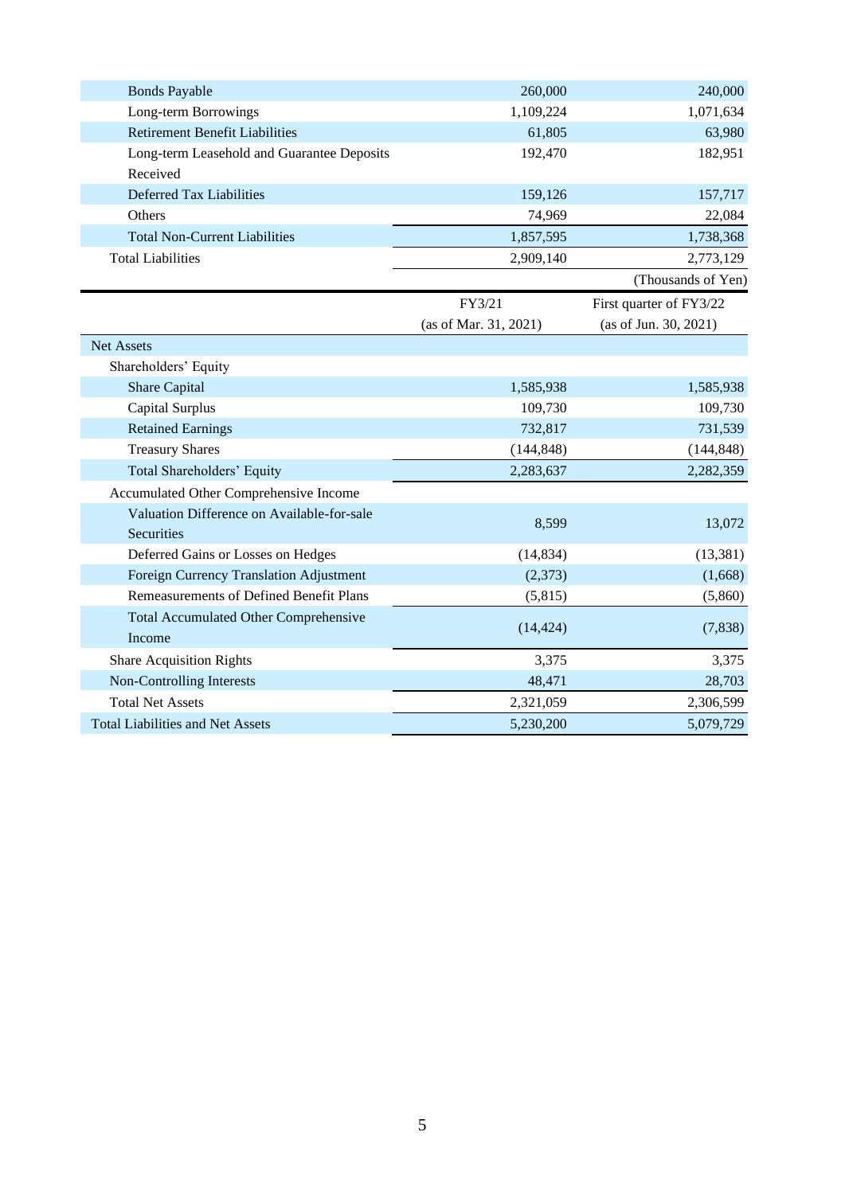| | | |
|---|---|---|
| Bonds Payable | 260,000 | 240,000 |
| Long-term Borrowings | 1,109,224 | 1,071,634 |
| Retirement Benefit Liabilities | 61,805 | 63,980 |
| Long-term Leasehold and Guarantee Deposits Received | 192,470 | 182,951 |
| Deferred Tax Liabilities | 159,126 | 157,717 |
| Others | 74,969 | 22,084 |
| Total Non-Current Liabilities | 1,857,595 | 1,738,368 |
| Total Liabilities | 2,909,140 | 2,773,129 |

(Thousands of Yen)

| | FY3/21 (as of Mar. 31, 2021) | First quarter of FY3/22 (as of Jun. 30, 2021) |
|---|---|---|
| Net Assets | | |
| Shareholders' Equity | | |
| Share Capital | 1,585,938 | 1,585,938 |
| Capital Surplus | 109,730 | 109,730 |
| Retained Earnings | 732,817 | 731,539 |
| Treasury Shares | (144,848) | (144,848) |
| Total Shareholders' Equity | 2,283,637 | 2,282,359 |
| Accumulated Other Comprehensive Income | | |
| Valuation Difference on Available-for-sale Securities | 8,599 | 13,072 |
| Deferred Gains or Losses on Hedges | (14,834) | (13,381) |
| Foreign Currency Translation Adjustment | (2,373) | (1,668) |
| Remeasurements of Defined Benefit Plans | (5,815) | (5,860) |
| Total Accumulated Other Comprehensive Income | (14,424) | (7,838) |
| Share Acquisition Rights | 3,375 | 3,375 |
| Non-Controlling Interests | 48,471 | 28,703 |
| Total Net Assets | 2,321,059 | 2,306,599 |
| Total Liabilities and Net Assets | 5,230,200 | 5,079,729 |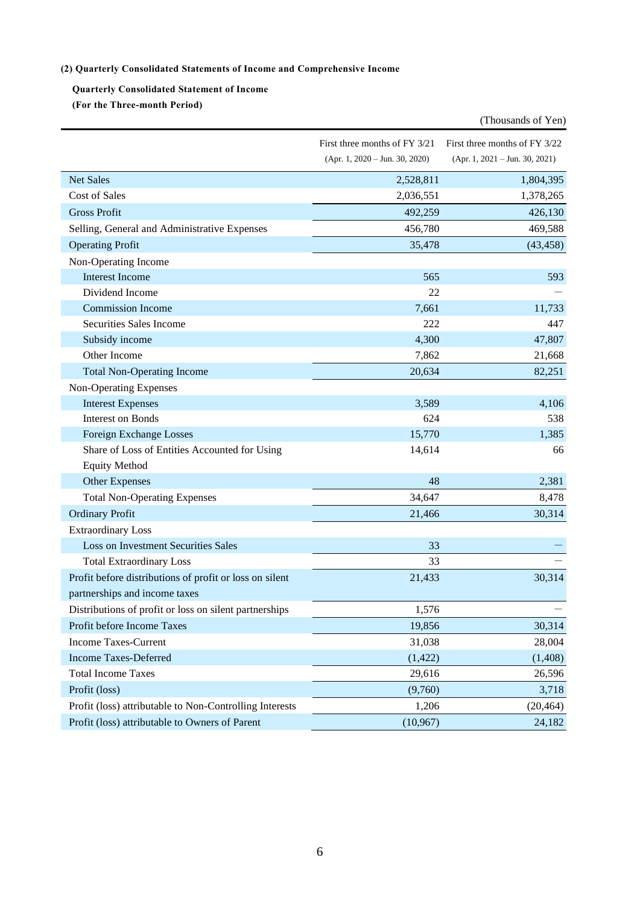#### (2) Quarterly Consolidated Statements of Income and Comprehensive Income

##### Quarterly Consolidated Statement of Income

##### (For the Three-month Period)

(Thousands of Yen)

| | First three months of FY 3/21 (Apr. 1, 2020 – Jun. 30, 2020) | First three months of FY 3/22 (Apr. 1, 2021 – Jun. 30, 2021) |
|---|---|---|
| Net Sales | 2,528,811 | 1,804,395 |
| Cost of Sales | 2,036,551 | 1,378,265 |
| Gross Profit | 492,259 | 426,130 |
| Selling, General and Administrative Expenses | 456,780 | 469,588 |
| Operating Profit | 35,478 | (43,458) |
| Non-Operating Income | | |
| Interest Income | 565 | 593 |
| Dividend Income | 22 | — |
| Commission Income | 7,661 | 11,733 |
| Securities Sales Income | 222 | 447 |
| Subsidy income | 4,300 | 47,807 |
| Other Income | 7,862 | 21,668 |
| Total Non-Operating Income | 20,634 | 82,251 |
| Non-Operating Expenses | | |
| Interest Expenses | 3,589 | 4,106 |
| Interest on Bonds | 624 | 538 |
| Foreign Exchange Losses | 15,770 | 1,385 |
| Share of Loss of Entities Accounted for Using Equity Method | 14,614 | 66 |
| Other Expenses | 48 | 2,381 |
| Total Non-Operating Expenses | 34,647 | 8,478 |
| Ordinary Profit | 21,466 | 30,314 |
| Extraordinary Loss | | |
| Loss on Investment Securities Sales | 33 | — |
| Total Extraordinary Loss | 33 | — |
| Profit before distributions of profit or loss on silent partnerships and income taxes | 21,433 | 30,314 |
| Distributions of profit or loss on silent partnerships | 1,576 | — |
| Profit before Income Taxes | 19,856 | 30,314 |
| Income Taxes-Current | 31,038 | 28,004 |
| Income Taxes-Deferred | (1,422) | (1,408) |
| Total Income Taxes | 29,616 | 26,596 |
| Profit (loss) | (9,760) | 3,718 |
| Profit (loss) attributable to Non-Controlling Interests | 1,206 | (20,464) |
| Profit (loss) attributable to Owners of Parent | (10,967) | 24,182 |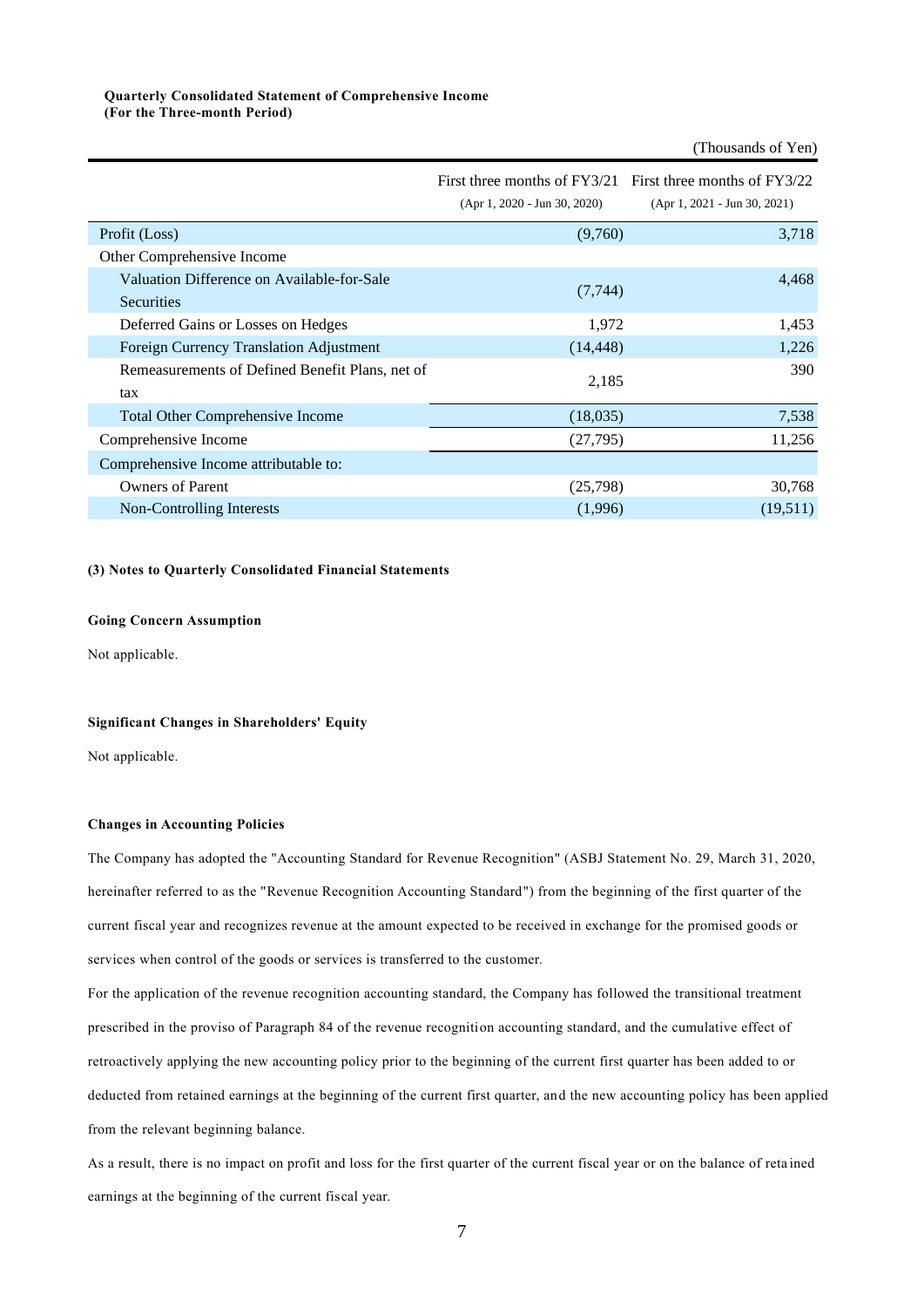**Quarterly Consolidated Statement of Comprehensive Income**
**(For the Three-month Period)**

(Thousands of Yen)

| | First three months of FY3/21 (Apr 1, 2020 - Jun 30, 2020) | First three months of FY3/22 (Apr 1, 2021 - Jun 30, 2021) |
|---|---|---|
| Profit (Loss) | (9,760) | 3,718 |
| Other Comprehensive Income | | |
| Valuation Difference on Available-for-Sale Securities | (7,744) | 4,468 |
| Deferred Gains or Losses on Hedges | 1,972 | 1,453 |
| Foreign Currency Translation Adjustment | (14,448) | 1,226 |
| Remeasurements of Defined Benefit Plans, net of tax | 2,185 | 390 |
| Total Other Comprehensive Income | (18,035) | 7,538 |
| Comprehensive Income | (27,795) | 11,256 |
| Comprehensive Income attributable to: | | |
| Owners of Parent | (25,798) | 30,768 |
| Non-Controlling Interests | (1,996) | (19,511) |

**(3) Notes to Quarterly Consolidated Financial Statements**

**Going Concern Assumption**

Not applicable.

**Significant Changes in Shareholders' Equity**

Not applicable.

**Changes in Accounting Policies**

The Company has adopted the "Accounting Standard for Revenue Recognition" (ASBJ Statement No. 29, March 31, 2020, hereinafter referred to as the "Revenue Recognition Accounting Standard") from the beginning of the first quarter of the current fiscal year and recognizes revenue at the amount expected to be received in exchange for the promised goods or services when control of the goods or services is transferred to the customer.

For the application of the revenue recognition accounting standard, the Company has followed the transitional treatment prescribed in the proviso of Paragraph 84 of the revenue recognition accounting standard, and the cumulative effect of retroactively applying the new accounting policy prior to the beginning of the current first quarter has been added to or deducted from retained earnings at the beginning of the current first quarter, and the new accounting policy has been applied from the relevant beginning balance.

As a result, there is no impact on profit and loss for the first quarter of the current fiscal year or on the balance of retained earnings at the beginning of the current fiscal year.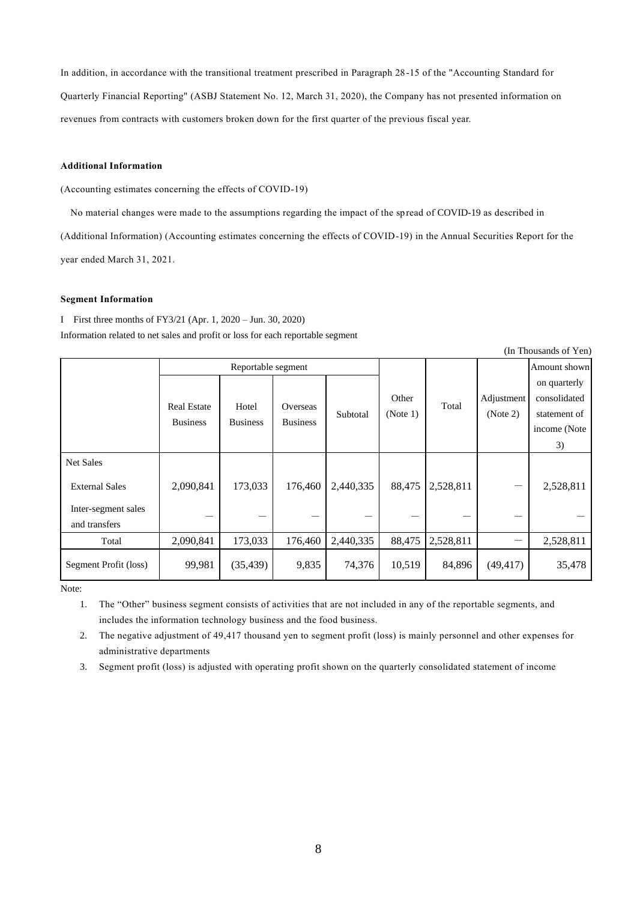In addition, in accordance with the transitional treatment prescribed in Paragraph 28-15 of the "Accounting Standard for Quarterly Financial Reporting" (ASBJ Statement No. 12, March 31, 2020), the Company has not presented information on revenues from contracts with customers broken down for the first quarter of the previous fiscal year.

**Additional Information**

(Accounting estimates concerning the effects of COVID-19)

No material changes were made to the assumptions regarding the impact of the spread of COVID-19 as described in (Additional Information) (Accounting estimates concerning the effects of COVID-19) in the Annual Securities Report for the year ended March 31, 2021.

**Segment Information**

I First three months of FY3/21 (Apr. 1, 2020 – Jun. 30, 2020)

Information related to net sales and profit or loss for each reportable segment

(In Thousands of Yen)

| | Reportable segment | | | | Other (Note 1) | Total | Adjustment (Note 2) | Amount shown on quarterly consolidated statement of income (Note 3) |
|---|---|---|---|---|---|---|---|---|
| | Real Estate Business | Hotel Business | Overseas Business | Subtotal | | | | |
| Net Sales | | | | | | | | |
| External Sales | 2,090,841 | 173,033 | 176,460 | 2,440,335 | 88,475 | 2,528,811 | — | 2,528,811 |
| Inter-segment sales and transfers | — | — | — | — | — | — | — | — |
| Total | 2,090,841 | 173,033 | 176,460 | 2,440,335 | 88,475 | 2,528,811 | — | 2,528,811 |
| Segment Profit (loss) | 99,981 | (35,439) | 9,835 | 74,376 | 10,519 | 84,896 | (49,417) | 35,478 |

Note:

1. The "Other" business segment consists of activities that are not included in any of the reportable segments, and includes the information technology business and the food business.
2. The negative adjustment of 49,417 thousand yen to segment profit (loss) is mainly personnel and other expenses for administrative departments
3. Segment profit (loss) is adjusted with operating profit shown on the quarterly consolidated statement of income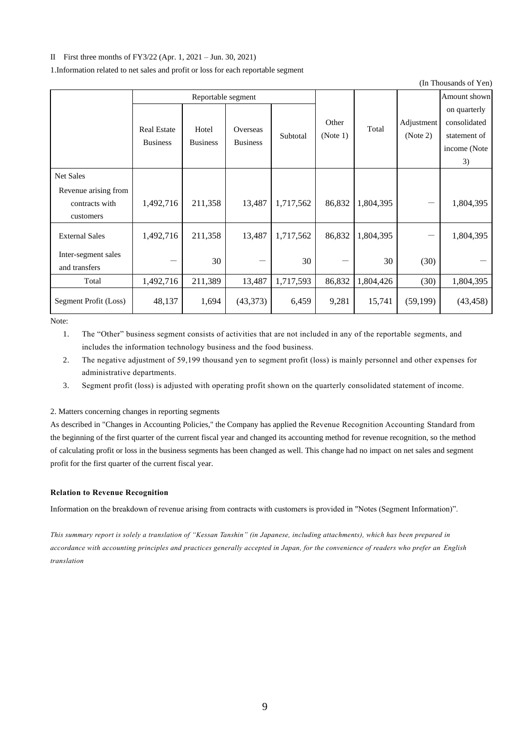II First three months of FY3/22 (Apr. 1, 2021 – Jun. 30, 2021)

1.Information related to net sales and profit or loss for each reportable segment

(In Thousands of Yen)

| | Reportable segment | | | | Other (Note 1) | Total | Adjustment (Note 2) | Amount shown on quarterly consolidated statement of income (Note 3) |
|---|---|---|---|---|---|---|---|---|
| | Real Estate Business | Hotel Business | Overseas Business | Subtotal | | | | |
| Net Sales | | | | | | | | |
| Revenue arising from contracts with customers | 1,492,716 | 211,358 | 13,487 | 1,717,562 | 86,832 | 1,804,395 | — | 1,804,395 |
| External Sales | 1,492,716 | 211,358 | 13,487 | 1,717,562 | 86,832 | 1,804,395 | — | 1,804,395 |
| Inter-segment sales and transfers | — | 30 | — | 30 | — | 30 | (30) | — |
| Total | 1,492,716 | 211,389 | 13,487 | 1,717,593 | 86,832 | 1,804,426 | (30) | 1,804,395 |
| Segment Profit (Loss) | 48,137 | 1,694 | (43,373) | 6,459 | 9,281 | 15,741 | (59,199) | (43,458) |

Note:

1. The "Other" business segment consists of activities that are not included in any of the reportable segments, and includes the information technology business and the food business.
2. The negative adjustment of 59,199 thousand yen to segment profit (loss) is mainly personnel and other expenses for administrative departments.
3. Segment profit (loss) is adjusted with operating profit shown on the quarterly consolidated statement of income.

2. Matters concerning changes in reporting segments

As described in "Changes in Accounting Policies," the Company has applied the Revenue Recognition Accounting Standard from the beginning of the first quarter of the current fiscal year and changed its accounting method for revenue recognition, so the method of calculating profit or loss in the business segments has been changed as well. This change had no impact on net sales and segment profit for the first quarter of the current fiscal year.

**Relation to Revenue Recognition**

Information on the breakdown of revenue arising from contracts with customers is provided in "Notes (Segment Information)".

*This summary report is solely a translation of "Kessan Tanshin" (in Japanese, including attachments), which has been prepared in accordance with accounting principles and practices generally accepted in Japan, for the convenience of readers who prefer an English translation*